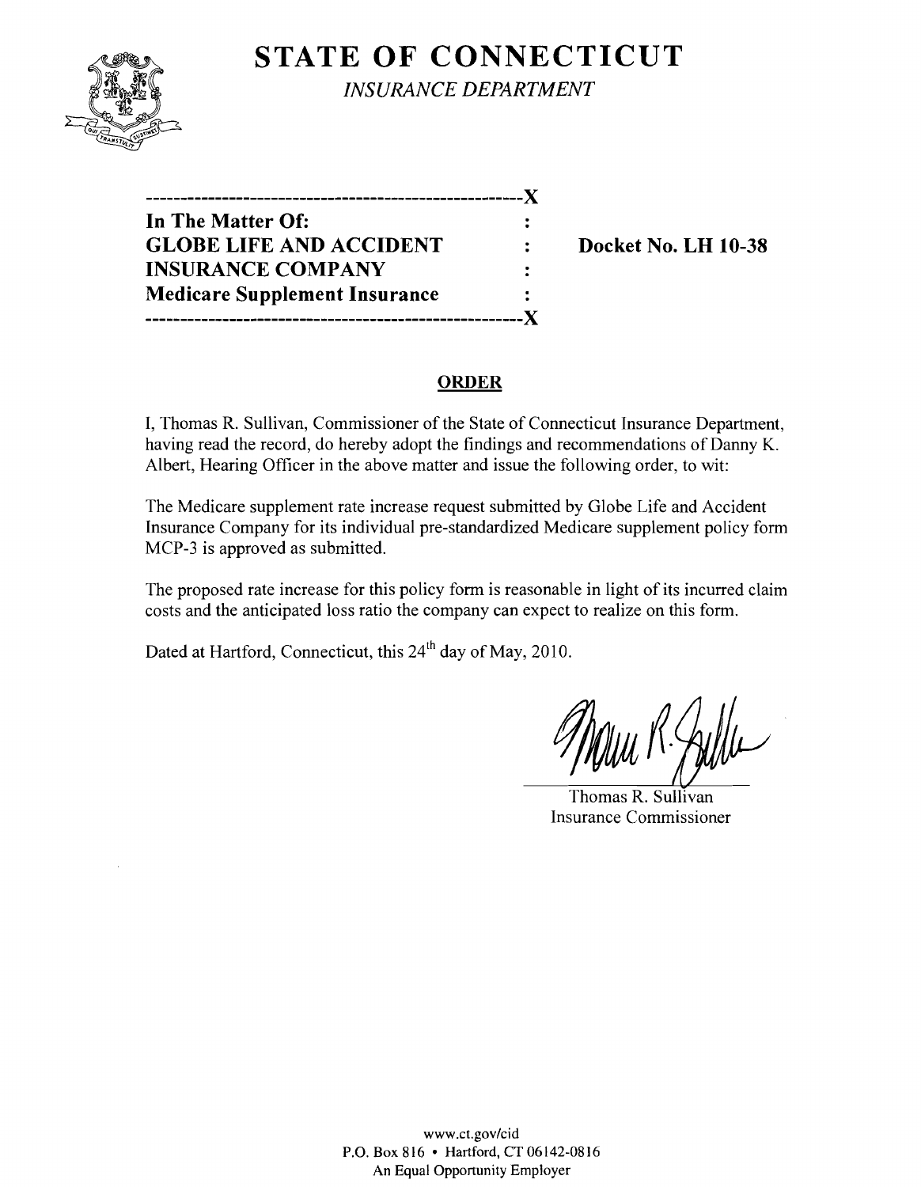# STATE OF CONNECTICUT

*INSURANCE DEPARTMENT*

| | | |
|---|---|---|
| **In The Matter Of:** | : | |
| **GLOBE LIFE AND ACCIDENT** | : | **Docket No. LH 10-38** |
| **INSURANCE COMPANY** | : | |
| **Medicare Supplement Insurance** | : | |

## ORDER

I, Thomas R. Sullivan, Commissioner of the State of Connecticut Insurance Department, having read the record, do hereby adopt the findings and recommendations of Danny K. Albert, Hearing Officer in the above matter and issue the following order, to wit:

The Medicare supplement rate increase request submitted by Globe Life and Accident Insurance Company for its individual pre-standardized Medicare supplement policy form MCP-3 is approved as submitted.

The proposed rate increase for this policy form is reasonable in light of its incurred claim costs and the anticipated loss ratio the company can expect to realize on this form.

Dated at Hartford, Connecticut, this 24th day of May, 2010.

Thomas R. Sullivan
Insurance Commissioner

www.ct.gov/cid
P.O. Box 816 • Hartford, CT 06142-0816
An Equal Opportunity Employer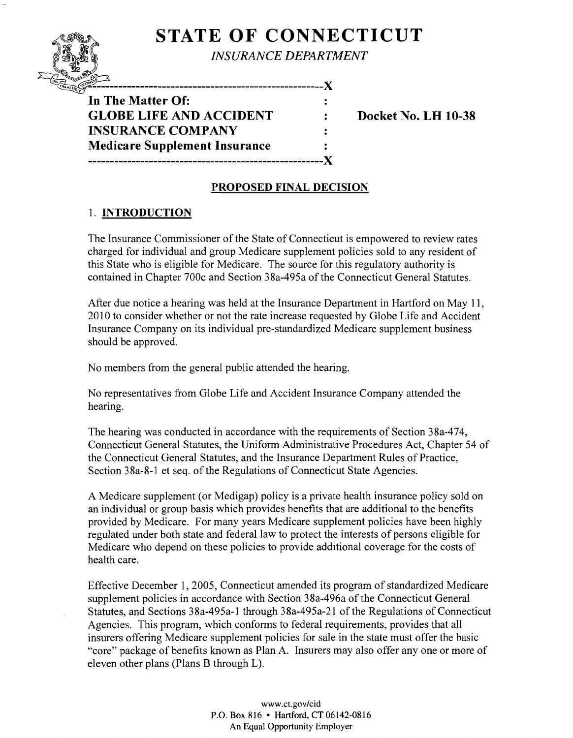# STATE OF CONNECTICUT

*INSURANCE DEPARTMENT*

```
-----------------------------------------------------X
In The Matter Of:                                    :
GLOBE LIFE AND ACCIDENT                              :     Docket No. LH 10-38
INSURANCE COMPANY                                    :
Medicare Supplement Insurance                        :
-----------------------------------------------------X
```

## PROPOSED FINAL DECISION

### 1. INTRODUCTION

The Insurance Commissioner of the State of Connecticut is empowered to review rates charged for individual and group Medicare supplement policies sold to any resident of this State who is eligible for Medicare. The source for this regulatory authority is contained in Chapter 700c and Section 38a-495a of the Connecticut General Statutes.

After due notice a hearing was held at the Insurance Department in Hartford on May 11, 2010 to consider whether or not the rate increase requested by Globe Life and Accident Insurance Company on its individual pre-standardized Medicare supplement business should be approved.

No members from the general public attended the hearing.

No representatives from Globe Life and Accident Insurance Company attended the hearing.

The hearing was conducted in accordance with the requirements of Section 38a-474, Connecticut General Statutes, the Uniform Administrative Procedures Act, Chapter 54 of the Connecticut General Statutes, and the Insurance Department Rules of Practice, Section 38a-8-1 et seq. of the Regulations of Connecticut State Agencies.

A Medicare supplement (or Medigap) policy is a private health insurance policy sold on an individual or group basis which provides benefits that are additional to the benefits provided by Medicare. For many years Medicare supplement policies have been highly regulated under both state and federal law to protect the interests of persons eligible for Medicare who depend on these policies to provide additional coverage for the costs of health care.

Effective December 1, 2005, Connecticut amended its program of standardized Medicare supplement policies in accordance with Section 38a-496a of the Connecticut General Statutes, and Sections 38a-495a-1 through 38a-495a-21 of the Regulations of Connecticut Agencies. This program, which conforms to federal requirements, provides that all insurers offering Medicare supplement policies for sale in the state must offer the basic "core" package of benefits known as Plan A. Insurers may also offer any one or more of eleven other plans (Plans B through L).

www.ct.gov/cid
P.O. Box 816 • Hartford, CT 06142-0816
An Equal Opportunity Employer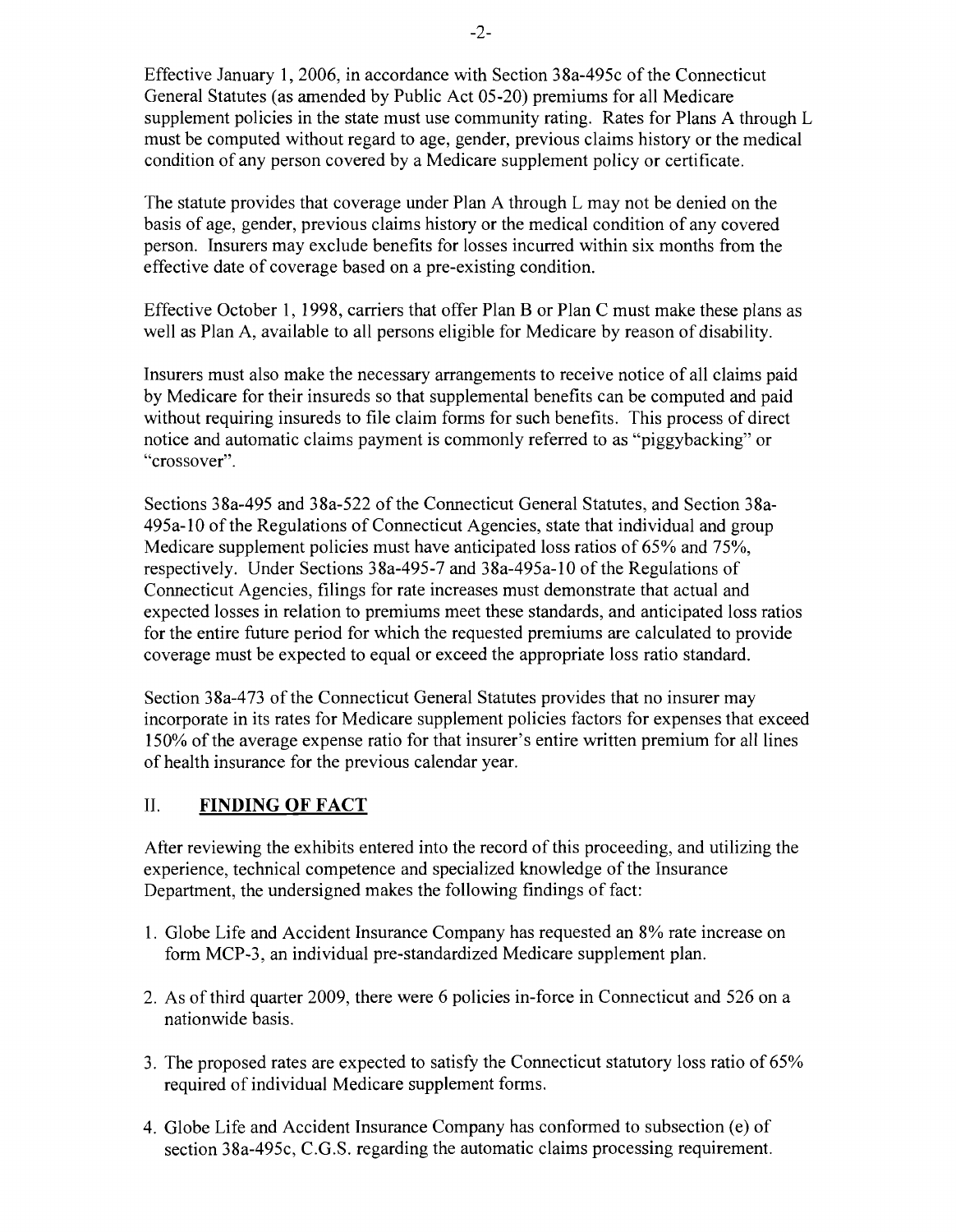Effective January 1, 2006, in accordance with Section 38a-495c of the Connecticut General Statutes (as amended by Public Act 05-20) premiums for all Medicare supplement policies in the state must use community rating. Rates for Plans A through L must be computed without regard to age, gender, previous claims history or the medical condition of any person covered by a Medicare supplement policy or certificate.

The statute provides that coverage under Plan A through L may not be denied on the basis of age, gender, previous claims history or the medical condition of any covered person. Insurers may exclude benefits for losses incurred within six months from the effective date of coverage based on a pre-existing condition.

Effective October 1, 1998, carriers that offer Plan B or Plan C must make these plans as well as Plan A, available to all persons eligible for Medicare by reason of disability.

Insurers must also make the necessary arrangements to receive notice of all claims paid by Medicare for their insureds so that supplemental benefits can be computed and paid without requiring insureds to file claim forms for such benefits. This process of direct notice and automatic claims payment is commonly referred to as "piggybacking" or "crossover".

Sections 38a-495 and 38a-522 of the Connecticut General Statutes, and Section 38a-495a-10 of the Regulations of Connecticut Agencies, state that individual and group Medicare supplement policies must have anticipated loss ratios of 65% and 75%, respectively. Under Sections 38a-495-7 and 38a-495a-10 of the Regulations of Connecticut Agencies, filings for rate increases must demonstrate that actual and expected losses in relation to premiums meet these standards, and anticipated loss ratios for the entire future period for which the requested premiums are calculated to provide coverage must be expected to equal or exceed the appropriate loss ratio standard.

Section 38a-473 of the Connecticut General Statutes provides that no insurer may incorporate in its rates for Medicare supplement policies factors for expenses that exceed 150% of the average expense ratio for that insurer's entire written premium for all lines of health insurance for the previous calendar year.

## II. FINDING OF FACT

After reviewing the exhibits entered into the record of this proceeding, and utilizing the experience, technical competence and specialized knowledge of the Insurance Department, the undersigned makes the following findings of fact:

1. Globe Life and Accident Insurance Company has requested an 8% rate increase on form MCP-3, an individual pre-standardized Medicare supplement plan.
2. As of third quarter 2009, there were 6 policies in-force in Connecticut and 526 on a nationwide basis.
3. The proposed rates are expected to satisfy the Connecticut statutory loss ratio of 65% required of individual Medicare supplement forms.
4. Globe Life and Accident Insurance Company has conformed to subsection (e) of section 38a-495c, C.G.S. regarding the automatic claims processing requirement.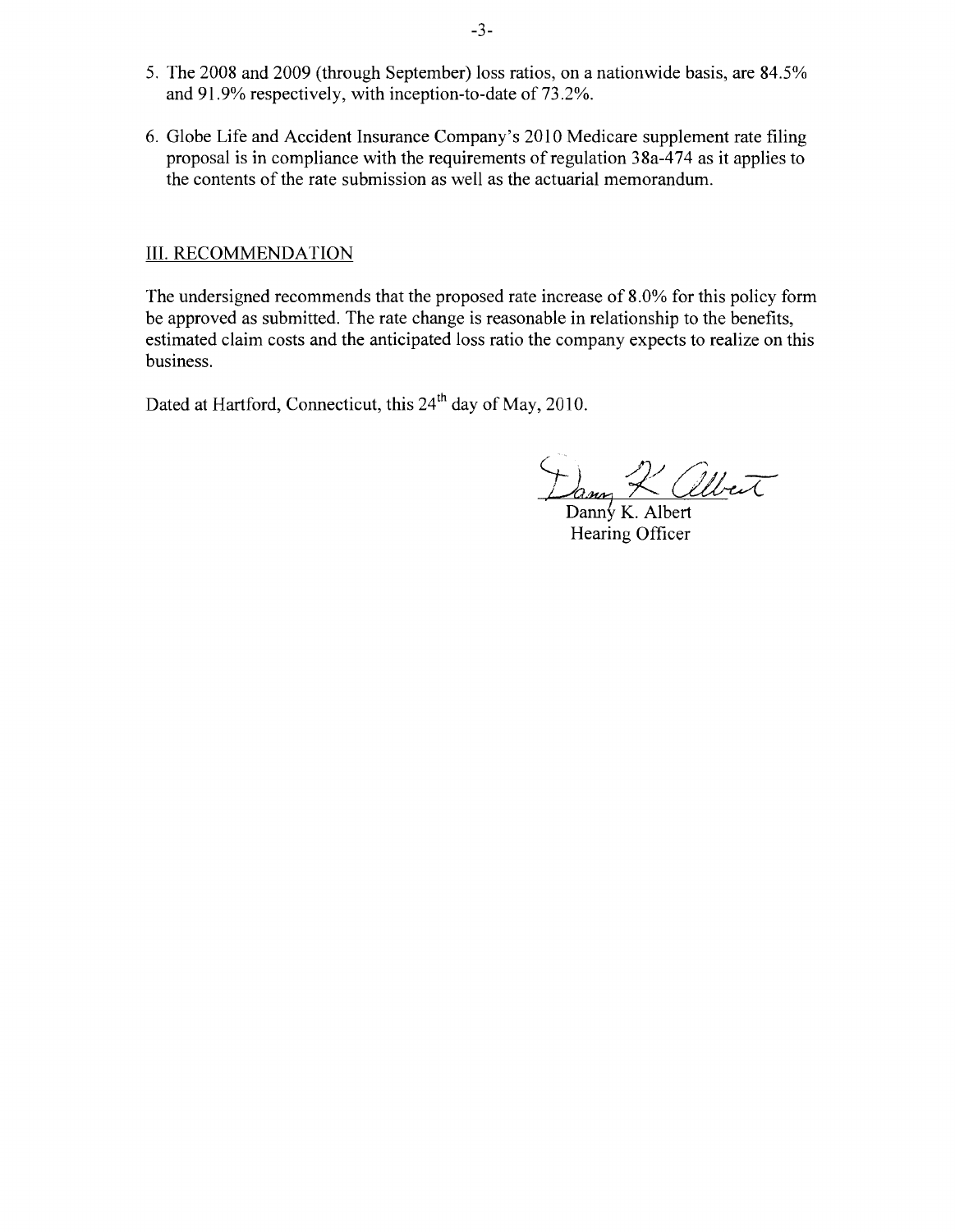5. The 2008 and 2009 (through September) loss ratios, on a nationwide basis, are 84.5% and 91.9% respectively, with inception-to-date of 73.2%.

6. Globe Life and Accident Insurance Company's 2010 Medicare supplement rate filing proposal is in compliance with the requirements of regulation 38a-474 as it applies to the contents of the rate submission as well as the actuarial memorandum.

## III. RECOMMENDATION

The undersigned recommends that the proposed rate increase of 8.0% for this policy form be approved as submitted. The rate change is reasonable in relationship to the benefits, estimated claim costs and the anticipated loss ratio the company expects to realize on this business.

Dated at Hartford, Connecticut, this 24th day of May, 2010.

Danny K. Albert
Hearing Officer